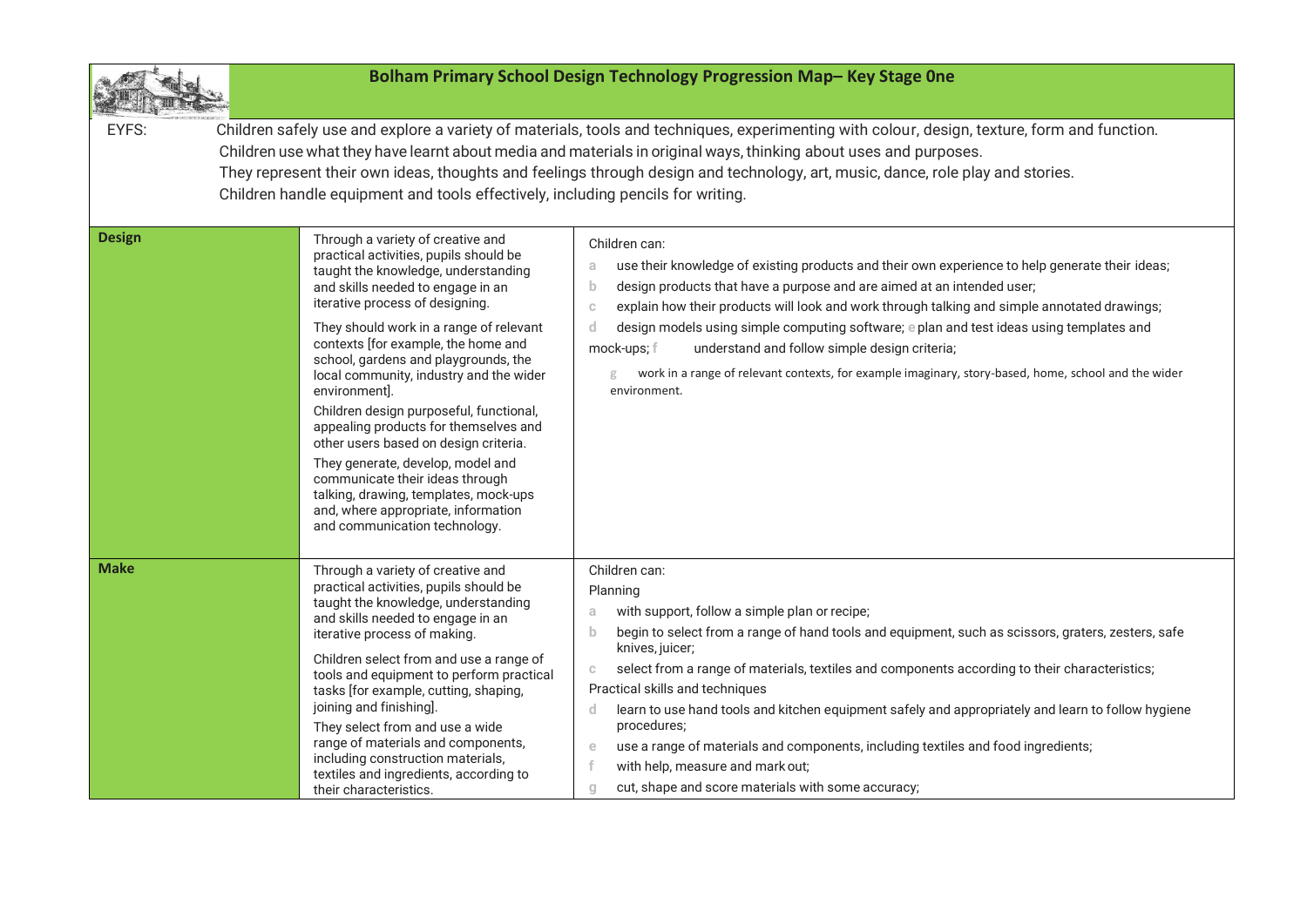# Bolham Primary School Design Technology Progression Map– Key Stage One

EYFS: Children safely use and explore a variety of materials, tools and techniques, experimenting with colour, design, texture, form and function.
Children use what they have learnt about media and materials in original ways, thinking about uses and purposes.
They represent their own ideas, thoughts and feelings through design and technology, art, music, dance, role play and stories.
Children handle equipment and tools effectively, including pencils for writing.

| | | |
|---|---|---|
| **Design** | Through a variety of creative and practical activities, pupils should be taught the knowledge, understanding and skills needed to engage in an iterative process of designing.<br><br>They should work in a range of relevant contexts [for example, the home and school, gardens and playgrounds, the local community, industry and the wider environment].<br><br>Children design purposeful, functional, appealing products for themselves and other users based on design criteria.<br><br>They generate, develop, model and communicate their ideas through talking, drawing, templates, mock-ups and, where appropriate, information and communication technology. | Children can:<br>a use their knowledge of existing products and their own experience to help generate their ideas;<br>b design products that have a purpose and are aimed at an intended user;<br>c explain how their products will look and work through talking and simple annotated drawings;<br>d design models using simple computing software; e plan and test ideas using templates and mock-ups; f understand and follow simple design criteria;<br>g work in a range of relevant contexts, for example imaginary, story-based, home, school and the wider environment. |
| **Make** | Through a variety of creative and practical activities, pupils should be taught the knowledge, understanding and skills needed to engage in an iterative process of making.<br><br>Children select from and use a range of tools and equipment to perform practical tasks [for example, cutting, shaping, joining and finishing].<br><br>They select from and use a wide range of materials and components, including construction materials, textiles and ingredients, according to their characteristics. | Children can:<br>Planning<br>a with support, follow a simple plan or recipe;<br>b begin to select from a range of hand tools and equipment, such as scissors, graters, zesters, safe knives, juicer;<br>c select from a range of materials, textiles and components according to their characteristics;<br>Practical skills and techniques<br>d learn to use hand tools and kitchen equipment safely and appropriately and learn to follow hygiene procedures;<br>e use a range of materials and components, including textiles and food ingredients;<br>f with help, measure and mark out;<br>g cut, shape and score materials with some accuracy; |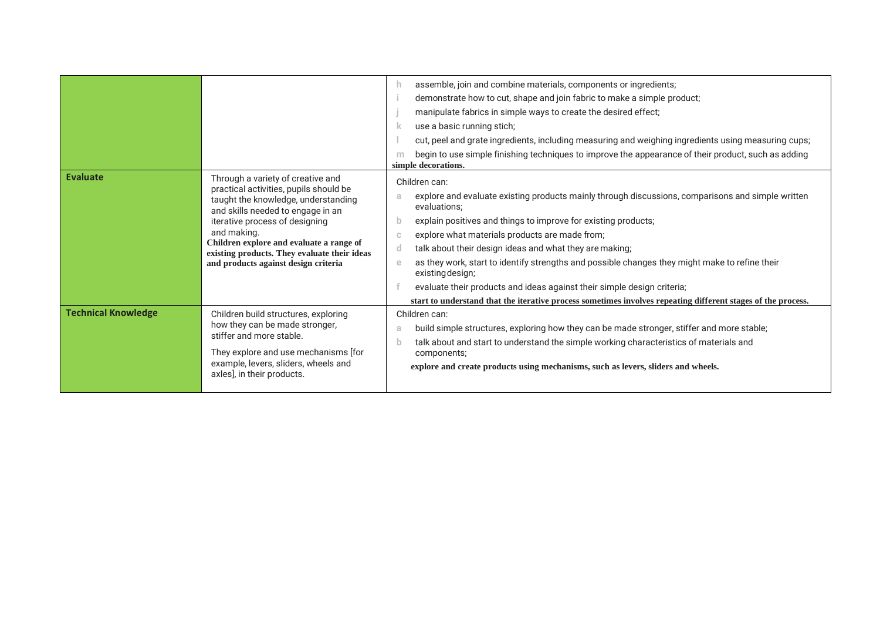| | | |
|---|---|---|
| | | h assemble, join and combine materials, components or ingredients;<br>i demonstrate how to cut, shape and join fabric to make a simple product;<br>j manipulate fabrics in simple ways to create the desired effect;<br>k use a basic running stich;<br>l cut, peel and grate ingredients, including measuring and weighing ingredients using measuring cups;<br>m begin to use simple finishing techniques to improve the appearance of their product, such as adding **simple decorations.** |
| **Evaluate** | Through a variety of creative and practical activities, pupils should be taught the knowledge, understanding and skills needed to engage in an iterative process of designing and making.<br>**Children explore and evaluate a range of existing products. They evaluate their ideas and products against design criteria** | Children can:<br>a explore and evaluate existing products mainly through discussions, comparisons and simple written evaluations;<br>b explain positives and things to improve for existing products;<br>c explore what materials products are made from;<br>d talk about their design ideas and what they are making;<br>e as they work, start to identify strengths and possible changes they might make to refine their existing design;<br>f evaluate their products and ideas against their simple design criteria;<br>**start to understand that the iterative process sometimes involves repeating different stages of the process.** |
| **Technical Knowledge** | Children build structures, exploring how they can be made stronger, stiffer and more stable.<br>They explore and use mechanisms [for example, levers, sliders, wheels and axles], in their products. | Children can:<br>a build simple structures, exploring how they can be made stronger, stiffer and more stable;<br>b talk about and start to understand the simple working characteristics of materials and components;<br>**explore and create products using mechanisms, such as levers, sliders and wheels.** |